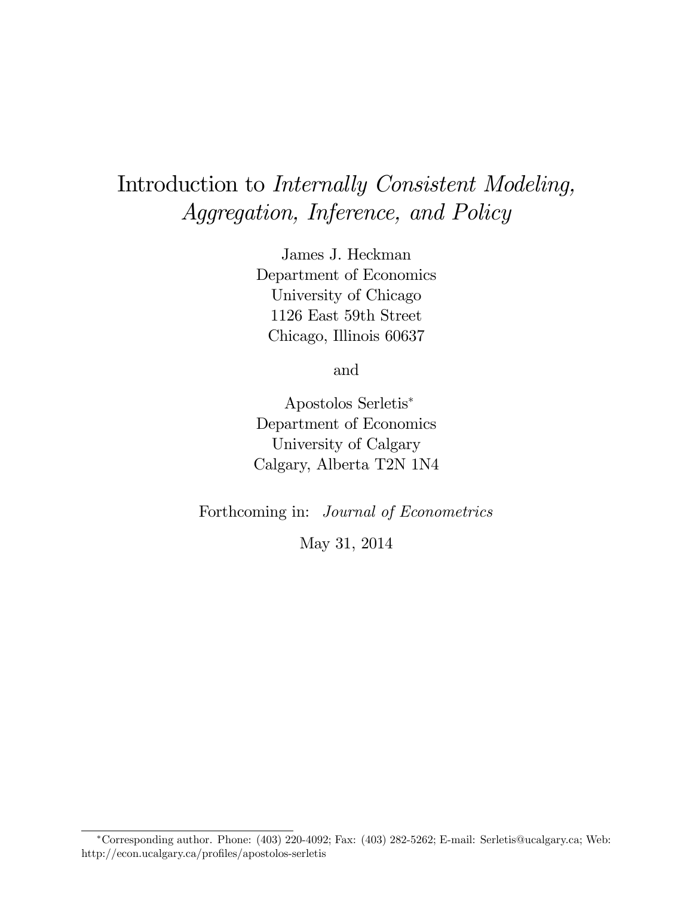# Introduction to *Internally Consistent Modeling, Aggregation, Inference, and Policy*

James J. Heckman
Department of Economics
University of Chicago
1126 East 59th Street
Chicago, Illinois 60637

and

Apostolos Serletis[*]
Department of Economics
University of Calgary
Calgary, Alberta T2N 1N4

Forthcoming in: *Journal of Econometrics*

May 31, 2014

[*]Corresponding author. Phone: (403) 220-4092; Fax: (403) 282-5262; E-mail: Serletis@ucalgary.ca; Web: http://econ.ucalgary.ca/profiles/apostolos-serletis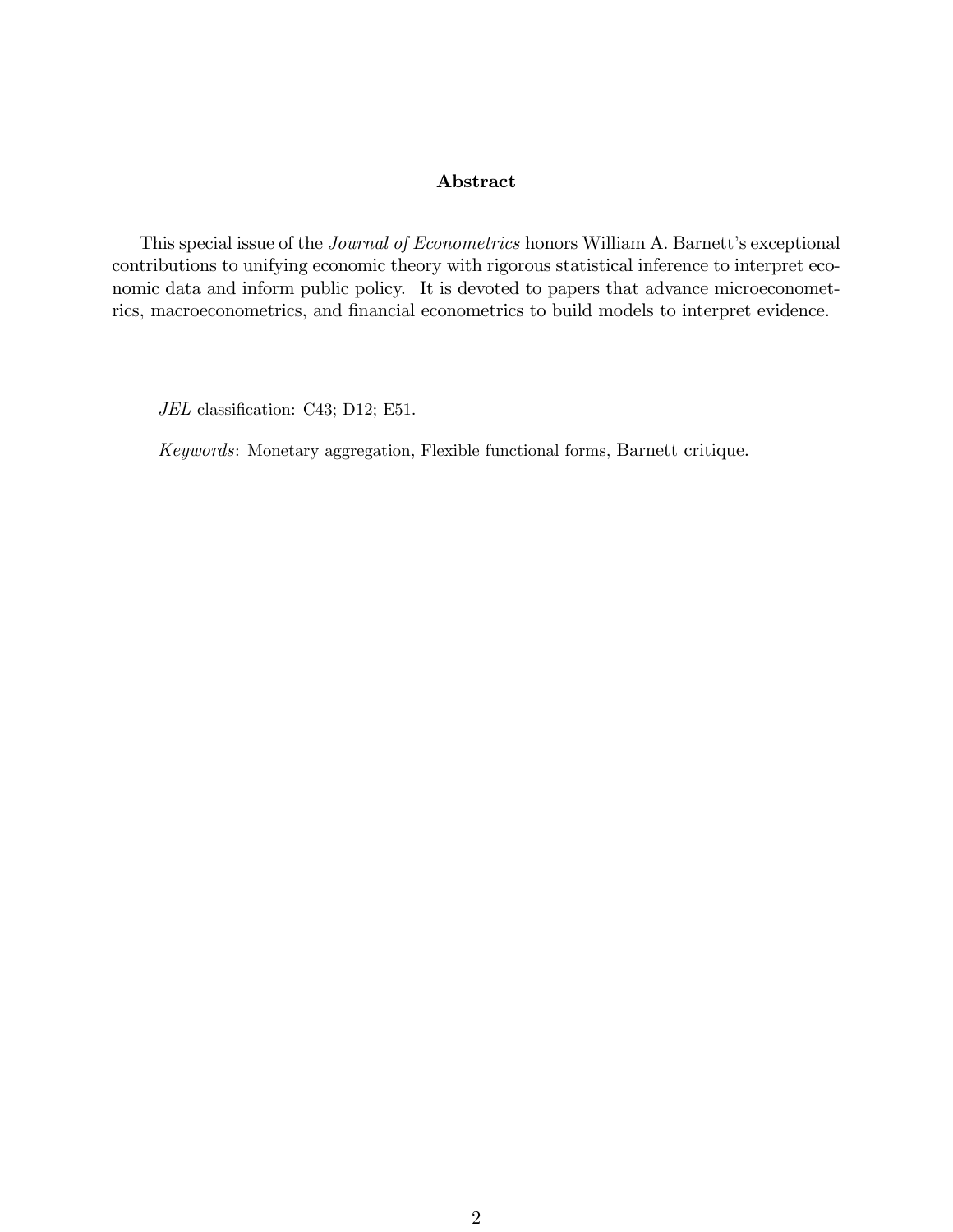## Abstract

This special issue of the *Journal of Econometrics* honors William A. Barnett's exceptional contributions to unifying economic theory with rigorous statistical inference to interpret economic data and inform public policy. It is devoted to papers that advance microeconometrics, macroeconometrics, and financial econometrics to build models to interpret evidence.

*JEL* classification: C43; D12; E51.

*Keywords*: Monetary aggregation, Flexible functional forms, Barnett critique.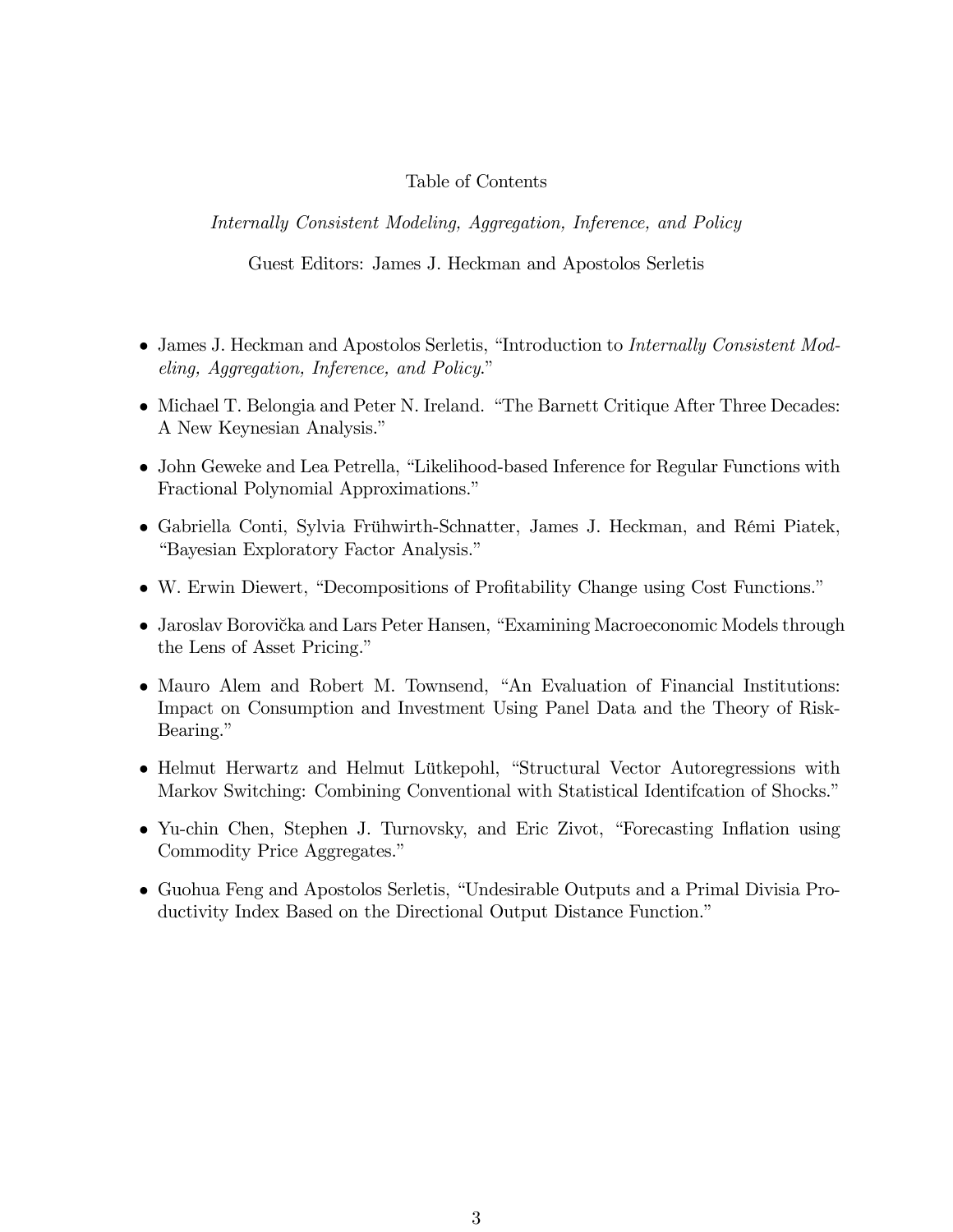# Table of Contents

*Internally Consistent Modeling, Aggregation, Inference, and Policy*

Guest Editors: James J. Heckman and Apostolos Serletis

- James J. Heckman and Apostolos Serletis, "Introduction to *Internally Consistent Modeling, Aggregation, Inference, and Policy*."
- Michael T. Belongia and Peter N. Ireland. "The Barnett Critique After Three Decades: A New Keynesian Analysis."
- John Geweke and Lea Petrella, "Likelihood-based Inference for Regular Functions with Fractional Polynomial Approximations."
- Gabriella Conti, Sylvia Frühwirth-Schnatter, James J. Heckman, and Rémi Piatek, "Bayesian Exploratory Factor Analysis."
- W. Erwin Diewert, "Decompositions of Profitability Change using Cost Functions."
- Jaroslav Borovička and Lars Peter Hansen, "Examining Macroeconomic Models through the Lens of Asset Pricing."
- Mauro Alem and Robert M. Townsend, "An Evaluation of Financial Institutions: Impact on Consumption and Investment Using Panel Data and the Theory of Risk-Bearing."
- Helmut Herwartz and Helmut Lütkepohl, "Structural Vector Autoregressions with Markov Switching: Combining Conventional with Statistical Identifcation of Shocks."
- Yu-chin Chen, Stephen J. Turnovsky, and Eric Zivot, "Forecasting Inflation using Commodity Price Aggregates."
- Guohua Feng and Apostolos Serletis, "Undesirable Outputs and a Primal Divisia Productivity Index Based on the Directional Output Distance Function."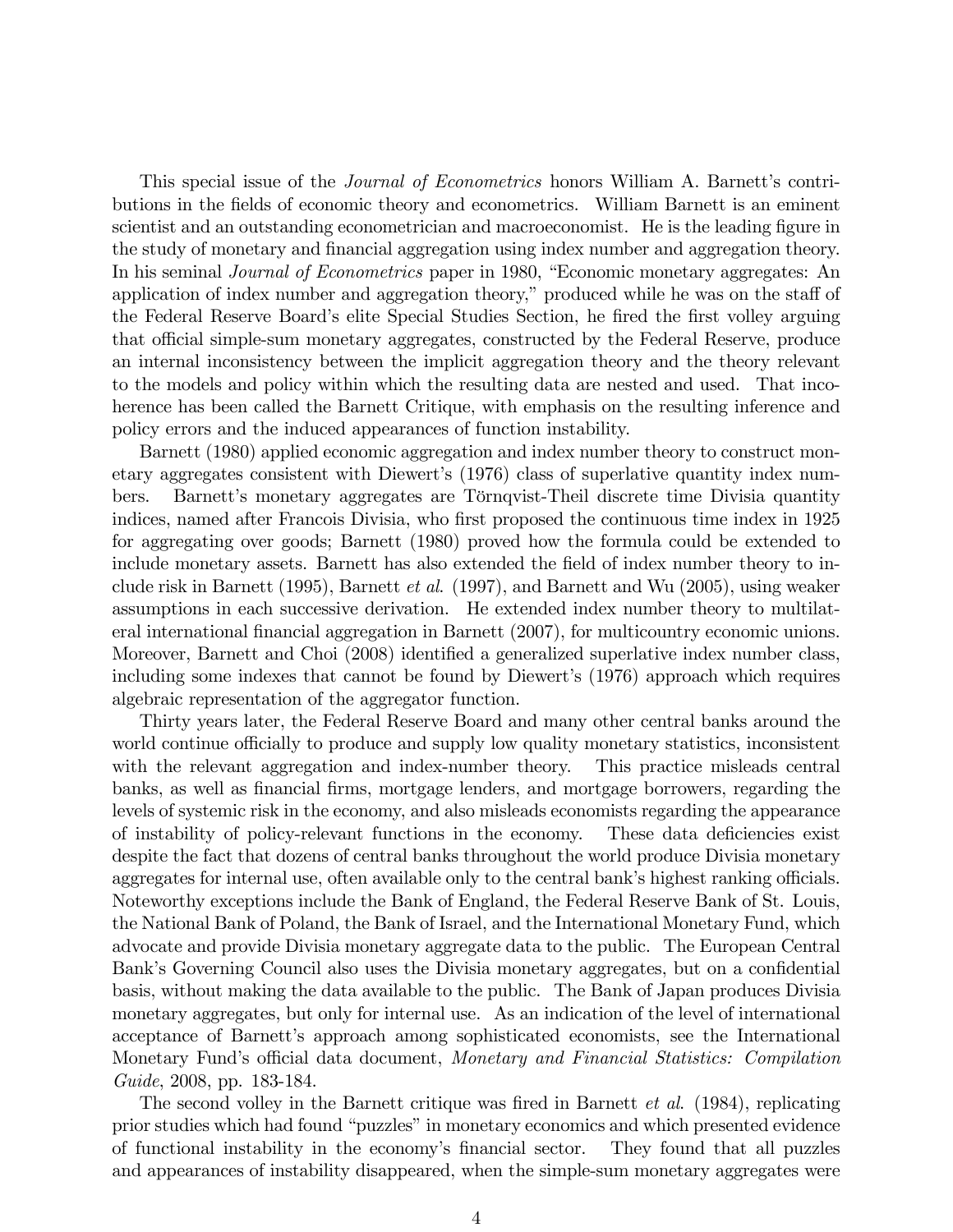This special issue of the *Journal of Econometrics* honors William A. Barnett's contributions in the fields of economic theory and econometrics. William Barnett is an eminent scientist and an outstanding econometrician and macroeconomist. He is the leading figure in the study of monetary and financial aggregation using index number and aggregation theory. In his seminal *Journal of Econometrics* paper in 1980, "Economic monetary aggregates: An application of index number and aggregation theory," produced while he was on the staff of the Federal Reserve Board's elite Special Studies Section, he fired the first volley arguing that official simple-sum monetary aggregates, constructed by the Federal Reserve, produce an internal inconsistency between the implicit aggregation theory and the theory relevant to the models and policy within which the resulting data are nested and used. That incoherence has been called the Barnett Critique, with emphasis on the resulting inference and policy errors and the induced appearances of function instability.

Barnett (1980) applied economic aggregation and index number theory to construct monetary aggregates consistent with Diewert's (1976) class of superlative quantity index numbers. Barnett's monetary aggregates are Törnqvist-Theil discrete time Divisia quantity indices, named after Francois Divisia, who first proposed the continuous time index in 1925 for aggregating over goods; Barnett (1980) proved how the formula could be extended to include monetary assets. Barnett has also extended the field of index number theory to include risk in Barnett (1995), Barnett *et al.* (1997), and Barnett and Wu (2005), using weaker assumptions in each successive derivation. He extended index number theory to multilateral international financial aggregation in Barnett (2007), for multicountry economic unions. Moreover, Barnett and Choi (2008) identified a generalized superlative index number class, including some indexes that cannot be found by Diewert's (1976) approach which requires algebraic representation of the aggregator function.

Thirty years later, the Federal Reserve Board and many other central banks around the world continue officially to produce and supply low quality monetary statistics, inconsistent with the relevant aggregation and index-number theory. This practice misleads central banks, as well as financial firms, mortgage lenders, and mortgage borrowers, regarding the levels of systemic risk in the economy, and also misleads economists regarding the appearance of instability of policy-relevant functions in the economy. These data deficiencies exist despite the fact that dozens of central banks throughout the world produce Divisia monetary aggregates for internal use, often available only to the central bank's highest ranking officials. Noteworthy exceptions include the Bank of England, the Federal Reserve Bank of St. Louis, the National Bank of Poland, the Bank of Israel, and the International Monetary Fund, which advocate and provide Divisia monetary aggregate data to the public. The European Central Bank's Governing Council also uses the Divisia monetary aggregates, but on a confidential basis, without making the data available to the public. The Bank of Japan produces Divisia monetary aggregates, but only for internal use. As an indication of the level of international acceptance of Barnett's approach among sophisticated economists, see the International Monetary Fund's official data document, *Monetary and Financial Statistics: Compilation Guide*, 2008, pp. 183-184.

The second volley in the Barnett critique was fired in Barnett *et al.* (1984), replicating prior studies which had found "puzzles" in monetary economics and which presented evidence of functional instability in the economy's financial sector. They found that all puzzles and appearances of instability disappeared, when the simple-sum monetary aggregates were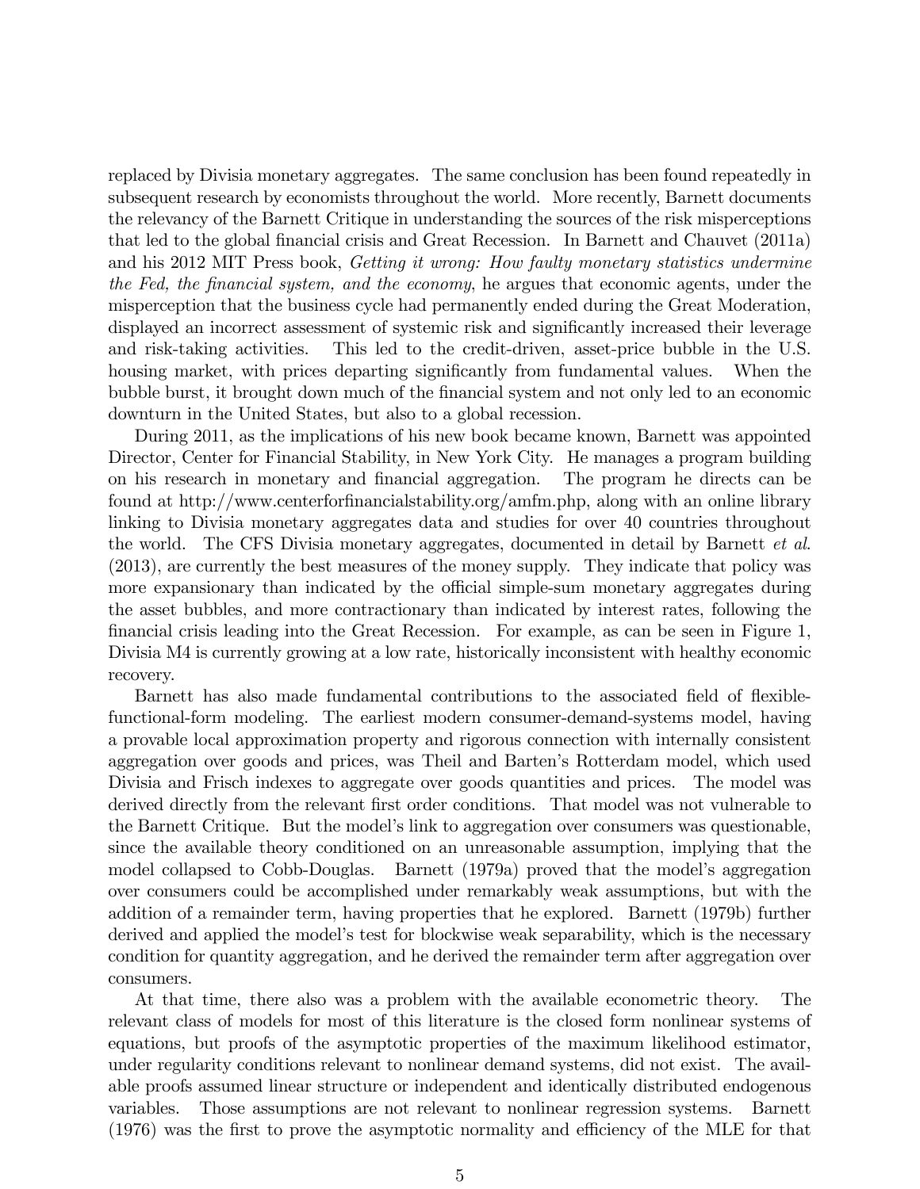replaced by Divisia monetary aggregates. The same conclusion has been found repeatedly in subsequent research by economists throughout the world. More recently, Barnett documents the relevancy of the Barnett Critique in understanding the sources of the risk misperceptions that led to the global financial crisis and Great Recession. In Barnett and Chauvet (2011a) and his 2012 MIT Press book, *Getting it wrong: How faulty monetary statistics undermine the Fed, the financial system, and the economy*, he argues that economic agents, under the misperception that the business cycle had permanently ended during the Great Moderation, displayed an incorrect assessment of systemic risk and significantly increased their leverage and risk-taking activities. This led to the credit-driven, asset-price bubble in the U.S. housing market, with prices departing significantly from fundamental values. When the bubble burst, it brought down much of the financial system and not only led to an economic downturn in the United States, but also to a global recession.

During 2011, as the implications of his new book became known, Barnett was appointed Director, Center for Financial Stability, in New York City. He manages a program building on his research in monetary and financial aggregation. The program he directs can be found at http://www.centerforfinancialstability.org/amfm.php, along with an online library linking to Divisia monetary aggregates data and studies for over 40 countries throughout the world. The CFS Divisia monetary aggregates, documented in detail by Barnett *et al.* (2013), are currently the best measures of the money supply. They indicate that policy was more expansionary than indicated by the official simple-sum monetary aggregates during the asset bubbles, and more contractionary than indicated by interest rates, following the financial crisis leading into the Great Recession. For example, as can be seen in Figure 1, Divisia M4 is currently growing at a low rate, historically inconsistent with healthy economic recovery.

Barnett has also made fundamental contributions to the associated field of flexible-functional-form modeling. The earliest modern consumer-demand-systems model, having a provable local approximation property and rigorous connection with internally consistent aggregation over goods and prices, was Theil and Barten's Rotterdam model, which used Divisia and Frisch indexes to aggregate over goods quantities and prices. The model was derived directly from the relevant first order conditions. That model was not vulnerable to the Barnett Critique. But the model's link to aggregation over consumers was questionable, since the available theory conditioned on an unreasonable assumption, implying that the model collapsed to Cobb-Douglas. Barnett (1979a) proved that the model's aggregation over consumers could be accomplished under remarkably weak assumptions, but with the addition of a remainder term, having properties that he explored. Barnett (1979b) further derived and applied the model's test for blockwise weak separability, which is the necessary condition for quantity aggregation, and he derived the remainder term after aggregation over consumers.

At that time, there also was a problem with the available econometric theory. The relevant class of models for most of this literature is the closed form nonlinear systems of equations, but proofs of the asymptotic properties of the maximum likelihood estimator, under regularity conditions relevant to nonlinear demand systems, did not exist. The available proofs assumed linear structure or independent and identically distributed endogenous variables. Those assumptions are not relevant to nonlinear regression systems. Barnett (1976) was the first to prove the asymptotic normality and efficiency of the MLE for that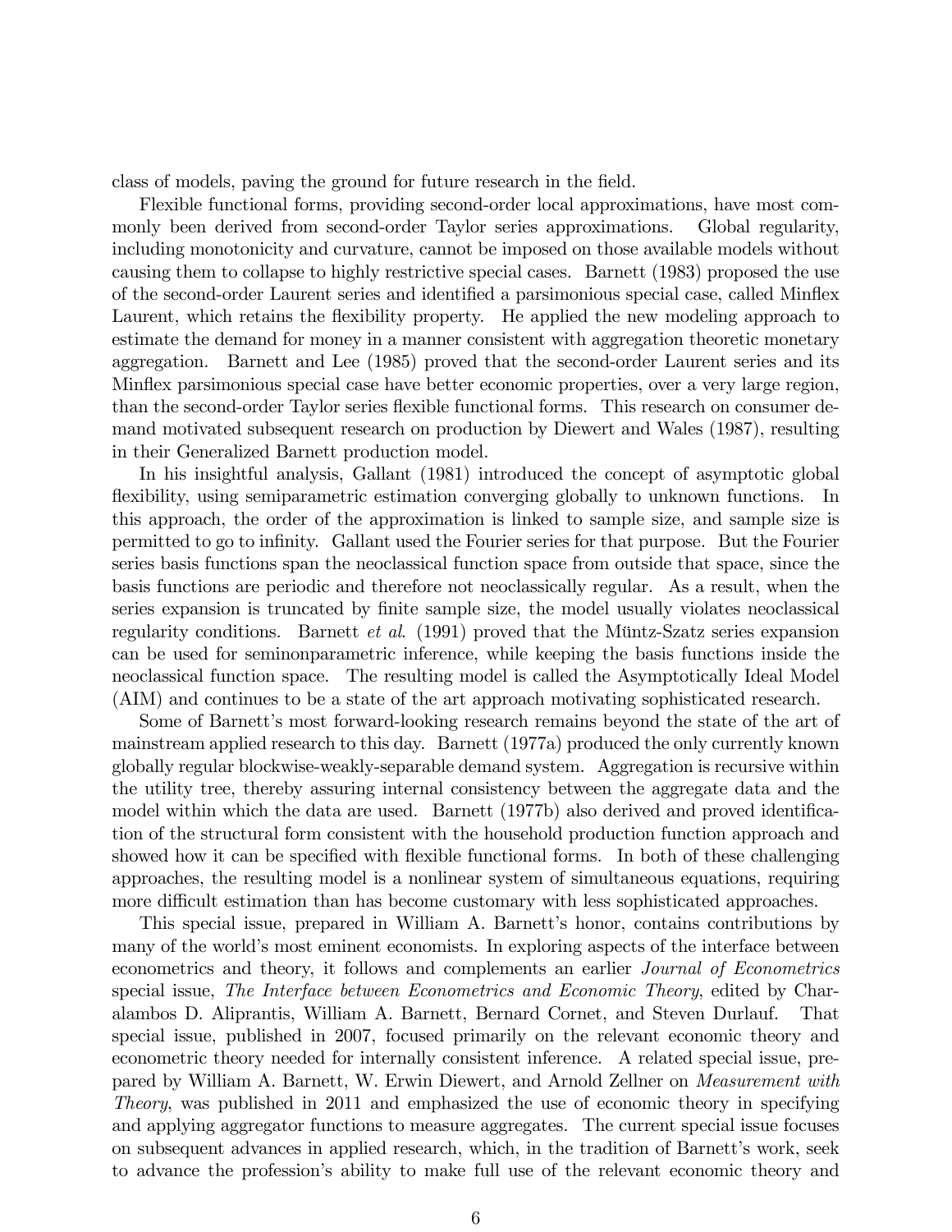class of models, paving the ground for future research in the field.

Flexible functional forms, providing second-order local approximations, have most commonly been derived from second-order Taylor series approximations. Global regularity, including monotonicity and curvature, cannot be imposed on those available models without causing them to collapse to highly restrictive special cases. Barnett (1983) proposed the use of the second-order Laurent series and identified a parsimonious special case, called Minflex Laurent, which retains the flexibility property. He applied the new modeling approach to estimate the demand for money in a manner consistent with aggregation theoretic monetary aggregation. Barnett and Lee (1985) proved that the second-order Laurent series and its Minflex parsimonious special case have better economic properties, over a very large region, than the second-order Taylor series flexible functional forms. This research on consumer demand motivated subsequent research on production by Diewert and Wales (1987), resulting in their Generalized Barnett production model.

In his insightful analysis, Gallant (1981) introduced the concept of asymptotic global flexibility, using semiparametric estimation converging globally to unknown functions. In this approach, the order of the approximation is linked to sample size, and sample size is permitted to go to infinity. Gallant used the Fourier series for that purpose. But the Fourier series basis functions span the neoclassical function space from outside that space, since the basis functions are periodic and therefore not neoclassically regular. As a result, when the series expansion is truncated by finite sample size, the model usually violates neoclassical regularity conditions. Barnett *et al.* (1991) proved that the Müntz-Szatz series expansion can be used for seminonparametric inference, while keeping the basis functions inside the neoclassical function space. The resulting model is called the Asymptotically Ideal Model (AIM) and continues to be a state of the art approach motivating sophisticated research.

Some of Barnett's most forward-looking research remains beyond the state of the art of mainstream applied research to this day. Barnett (1977a) produced the only currently known globally regular blockwise-weakly-separable demand system. Aggregation is recursive within the utility tree, thereby assuring internal consistency between the aggregate data and the model within which the data are used. Barnett (1977b) also derived and proved identification of the structural form consistent with the household production function approach and showed how it can be specified with flexible functional forms. In both of these challenging approaches, the resulting model is a nonlinear system of simultaneous equations, requiring more difficult estimation than has become customary with less sophisticated approaches.

This special issue, prepared in William A. Barnett's honor, contains contributions by many of the world's most eminent economists. In exploring aspects of the interface between econometrics and theory, it follows and complements an earlier *Journal of Econometrics* special issue, *The Interface between Econometrics and Economic Theory*, edited by Charalambos D. Aliprantis, William A. Barnett, Bernard Cornet, and Steven Durlauf. That special issue, published in 2007, focused primarily on the relevant economic theory and econometric theory needed for internally consistent inference. A related special issue, prepared by William A. Barnett, W. Erwin Diewert, and Arnold Zellner on *Measurement with Theory*, was published in 2011 and emphasized the use of economic theory in specifying and applying aggregator functions to measure aggregates. The current special issue focuses on subsequent advances in applied research, which, in the tradition of Barnett's work, seek to advance the profession's ability to make full use of the relevant economic theory and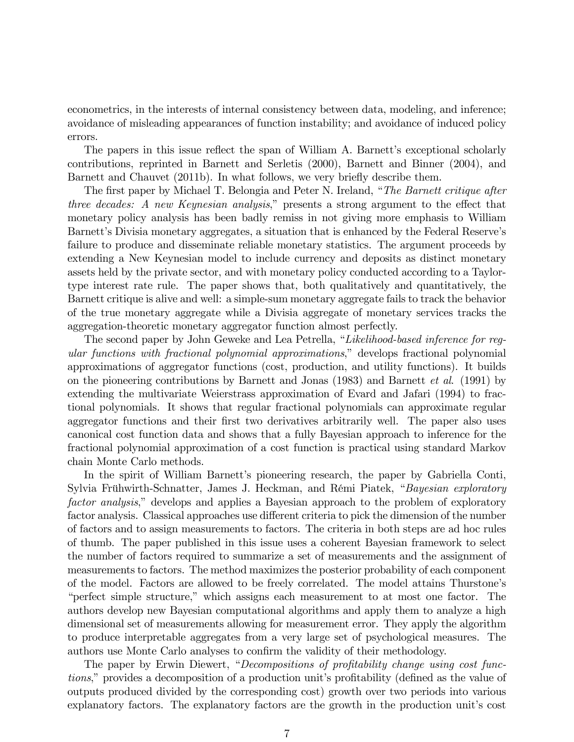econometrics, in the interests of internal consistency between data, modeling, and inference; avoidance of misleading appearances of function instability; and avoidance of induced policy errors.

The papers in this issue reflect the span of William A. Barnett's exceptional scholarly contributions, reprinted in Barnett and Serletis (2000), Barnett and Binner (2004), and Barnett and Chauvet (2011b). In what follows, we very briefly describe them.

The first paper by Michael T. Belongia and Peter N. Ireland, "*The Barnett critique after three decades: A new Keynesian analysis*," presents a strong argument to the effect that monetary policy analysis has been badly remiss in not giving more emphasis to William Barnett's Divisia monetary aggregates, a situation that is enhanced by the Federal Reserve's failure to produce and disseminate reliable monetary statistics. The argument proceeds by extending a New Keynesian model to include currency and deposits as distinct monetary assets held by the private sector, and with monetary policy conducted according to a Taylor-type interest rate rule. The paper shows that, both qualitatively and quantitatively, the Barnett critique is alive and well: a simple-sum monetary aggregate fails to track the behavior of the true monetary aggregate while a Divisia aggregate of monetary services tracks the aggregation-theoretic monetary aggregator function almost perfectly.

The second paper by John Geweke and Lea Petrella, "*Likelihood-based inference for regular functions with fractional polynomial approximations*," develops fractional polynomial approximations of aggregator functions (cost, production, and utility functions). It builds on the pioneering contributions by Barnett and Jonas (1983) and Barnett *et al.* (1991) by extending the multivariate Weierstrass approximation of Evard and Jafari (1994) to fractional polynomials. It shows that regular fractional polynomials can approximate regular aggregator functions and their first two derivatives arbitrarily well. The paper also uses canonical cost function data and shows that a fully Bayesian approach to inference for the fractional polynomial approximation of a cost function is practical using standard Markov chain Monte Carlo methods.

In the spirit of William Barnett's pioneering research, the paper by Gabriella Conti, Sylvia Frühwirth-Schnatter, James J. Heckman, and Rémi Piatek, "*Bayesian exploratory factor analysis*," develops and applies a Bayesian approach to the problem of exploratory factor analysis. Classical approaches use different criteria to pick the dimension of the number of factors and to assign measurements to factors. The criteria in both steps are ad hoc rules of thumb. The paper published in this issue uses a coherent Bayesian framework to select the number of factors required to summarize a set of measurements and the assignment of measurements to factors. The method maximizes the posterior probability of each component of the model. Factors are allowed to be freely correlated. The model attains Thurstone's "perfect simple structure," which assigns each measurement to at most one factor. The authors develop new Bayesian computational algorithms and apply them to analyze a high dimensional set of measurements allowing for measurement error. They apply the algorithm to produce interpretable aggregates from a very large set of psychological measures. The authors use Monte Carlo analyses to confirm the validity of their methodology.

The paper by Erwin Diewert, "*Decompositions of profitability change using cost functions*," provides a decomposition of a production unit's profitability (defined as the value of outputs produced divided by the corresponding cost) growth over two periods into various explanatory factors. The explanatory factors are the growth in the production unit's cost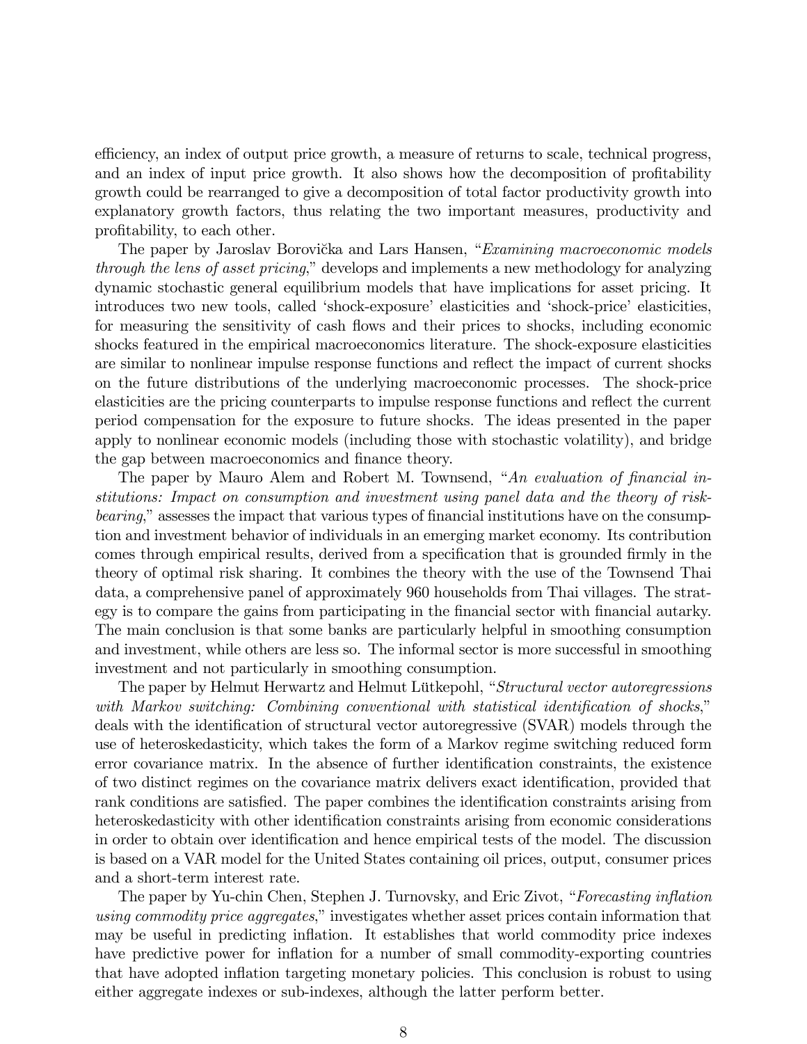efficiency, an index of output price growth, a measure of returns to scale, technical progress, and an index of input price growth. It also shows how the decomposition of profitability growth could be rearranged to give a decomposition of total factor productivity growth into explanatory growth factors, thus relating the two important measures, productivity and profitability, to each other.

The paper by Jaroslav Borovička and Lars Hansen, "*Examining macroeconomic models through the lens of asset pricing*," develops and implements a new methodology for analyzing dynamic stochastic general equilibrium models that have implications for asset pricing. It introduces two new tools, called 'shock-exposure' elasticities and 'shock-price' elasticities, for measuring the sensitivity of cash flows and their prices to shocks, including economic shocks featured in the empirical macroeconomics literature. The shock-exposure elasticities are similar to nonlinear impulse response functions and reflect the impact of current shocks on the future distributions of the underlying macroeconomic processes. The shock-price elasticities are the pricing counterparts to impulse response functions and reflect the current period compensation for the exposure to future shocks. The ideas presented in the paper apply to nonlinear economic models (including those with stochastic volatility), and bridge the gap between macroeconomics and finance theory.

The paper by Mauro Alem and Robert M. Townsend, "*An evaluation of financial institutions: Impact on consumption and investment using panel data and the theory of risk-bearing*," assesses the impact that various types of financial institutions have on the consumption and investment behavior of individuals in an emerging market economy. Its contribution comes through empirical results, derived from a specification that is grounded firmly in the theory of optimal risk sharing. It combines the theory with the use of the Townsend Thai data, a comprehensive panel of approximately 960 households from Thai villages. The strategy is to compare the gains from participating in the financial sector with financial autarky. The main conclusion is that some banks are particularly helpful in smoothing consumption and investment, while others are less so. The informal sector is more successful in smoothing investment and not particularly in smoothing consumption.

The paper by Helmut Herwartz and Helmut Lütkepohl, "*Structural vector autoregressions with Markov switching: Combining conventional with statistical identification of shocks*," deals with the identification of structural vector autoregressive (SVAR) models through the use of heteroskedasticity, which takes the form of a Markov regime switching reduced form error covariance matrix. In the absence of further identification constraints, the existence of two distinct regimes on the covariance matrix delivers exact identification, provided that rank conditions are satisfied. The paper combines the identification constraints arising from heteroskedasticity with other identification constraints arising from economic considerations in order to obtain over identification and hence empirical tests of the model. The discussion is based on a VAR model for the United States containing oil prices, output, consumer prices and a short-term interest rate.

The paper by Yu-chin Chen, Stephen J. Turnovsky, and Eric Zivot, "*Forecasting inflation using commodity price aggregates*," investigates whether asset prices contain information that may be useful in predicting inflation. It establishes that world commodity price indexes have predictive power for inflation for a number of small commodity-exporting countries that have adopted inflation targeting monetary policies. This conclusion is robust to using either aggregate indexes or sub-indexes, although the latter perform better.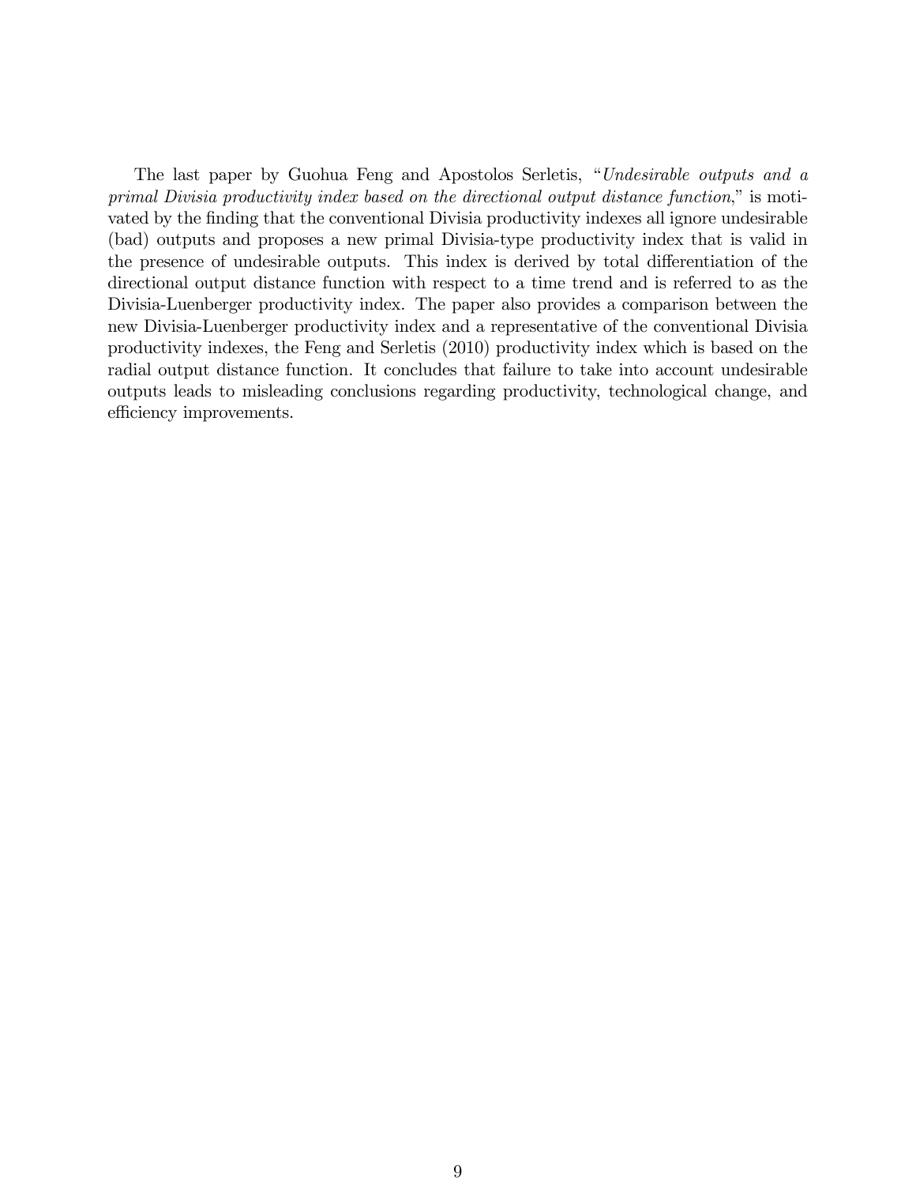The last paper by Guohua Feng and Apostolos Serletis, "*Undesirable outputs and a primal Divisia productivity index based on the directional output distance function*," is motivated by the finding that the conventional Divisia productivity indexes all ignore undesirable (bad) outputs and proposes a new primal Divisia-type productivity index that is valid in the presence of undesirable outputs. This index is derived by total differentiation of the directional output distance function with respect to a time trend and is referred to as the Divisia-Luenberger productivity index. The paper also provides a comparison between the new Divisia-Luenberger productivity index and a representative of the conventional Divisia productivity indexes, the Feng and Serletis (2010) productivity index which is based on the radial output distance function. It concludes that failure to take into account undesirable outputs leads to misleading conclusions regarding productivity, technological change, and efficiency improvements.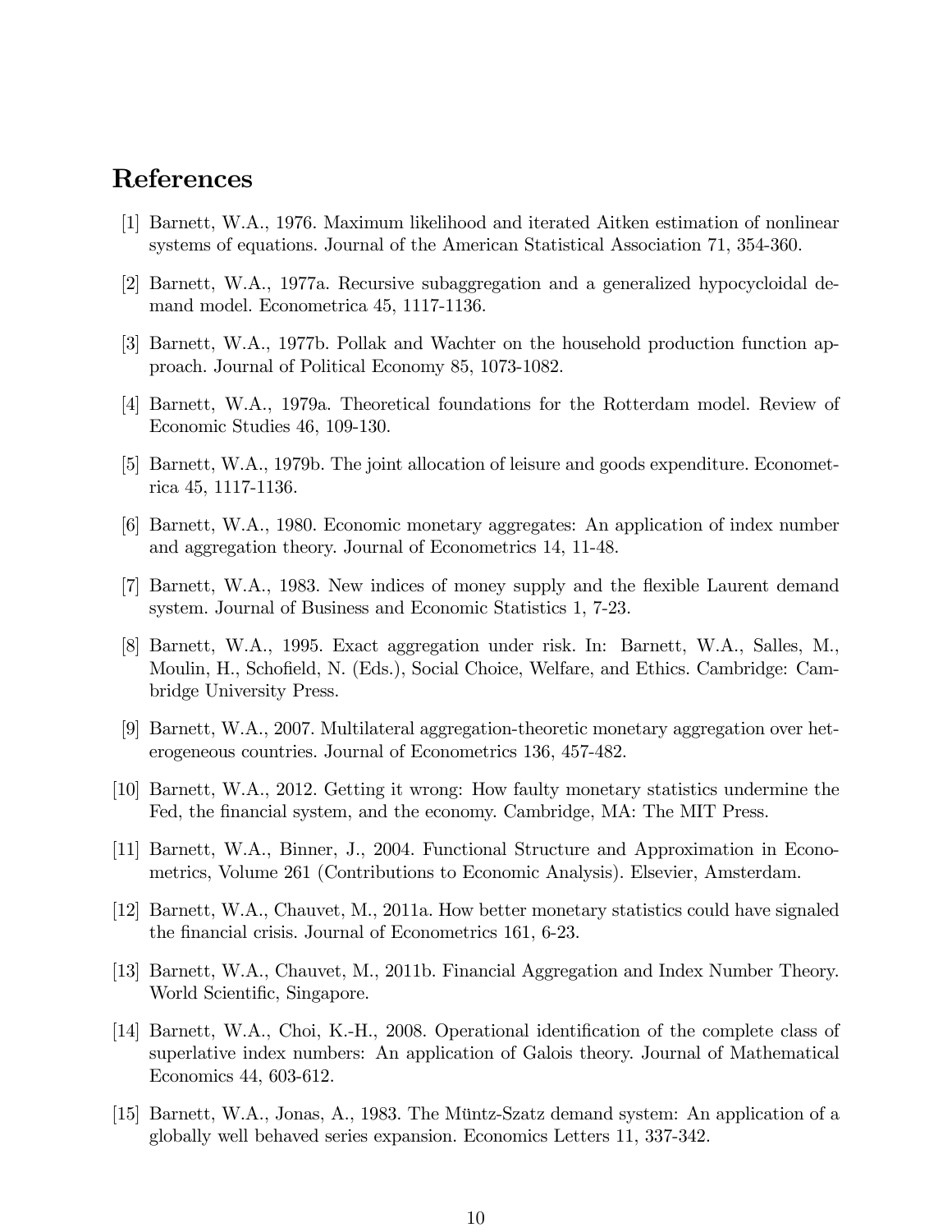# References

[1] Barnett, W.A., 1976. Maximum likelihood and iterated Aitken estimation of nonlinear systems of equations. Journal of the American Statistical Association 71, 354-360.

[2] Barnett, W.A., 1977a. Recursive subaggregation and a generalized hypocycloidal demand model. Econometrica 45, 1117-1136.

[3] Barnett, W.A., 1977b. Pollak and Wachter on the household production function approach. Journal of Political Economy 85, 1073-1082.

[4] Barnett, W.A., 1979a. Theoretical foundations for the Rotterdam model. Review of Economic Studies 46, 109-130.

[5] Barnett, W.A., 1979b. The joint allocation of leisure and goods expenditure. Econometrica 45, 1117-1136.

[6] Barnett, W.A., 1980. Economic monetary aggregates: An application of index number and aggregation theory. Journal of Econometrics 14, 11-48.

[7] Barnett, W.A., 1983. New indices of money supply and the flexible Laurent demand system. Journal of Business and Economic Statistics 1, 7-23.

[8] Barnett, W.A., 1995. Exact aggregation under risk. In: Barnett, W.A., Salles, M., Moulin, H., Schofield, N. (Eds.), Social Choice, Welfare, and Ethics. Cambridge: Cambridge University Press.

[9] Barnett, W.A., 2007. Multilateral aggregation-theoretic monetary aggregation over heterogeneous countries. Journal of Econometrics 136, 457-482.

[10] Barnett, W.A., 2012. Getting it wrong: How faulty monetary statistics undermine the Fed, the financial system, and the economy. Cambridge, MA: The MIT Press.

[11] Barnett, W.A., Binner, J., 2004. Functional Structure and Approximation in Econometrics, Volume 261 (Contributions to Economic Analysis). Elsevier, Amsterdam.

[12] Barnett, W.A., Chauvet, M., 2011a. How better monetary statistics could have signaled the financial crisis. Journal of Econometrics 161, 6-23.

[13] Barnett, W.A., Chauvet, M., 2011b. Financial Aggregation and Index Number Theory. World Scientific, Singapore.

[14] Barnett, W.A., Choi, K.-H., 2008. Operational identification of the complete class of superlative index numbers: An application of Galois theory. Journal of Mathematical Economics 44, 603-612.

[15] Barnett, W.A., Jonas, A., 1983. The Müntz-Szatz demand system: An application of a globally well behaved series expansion. Economics Letters 11, 337-342.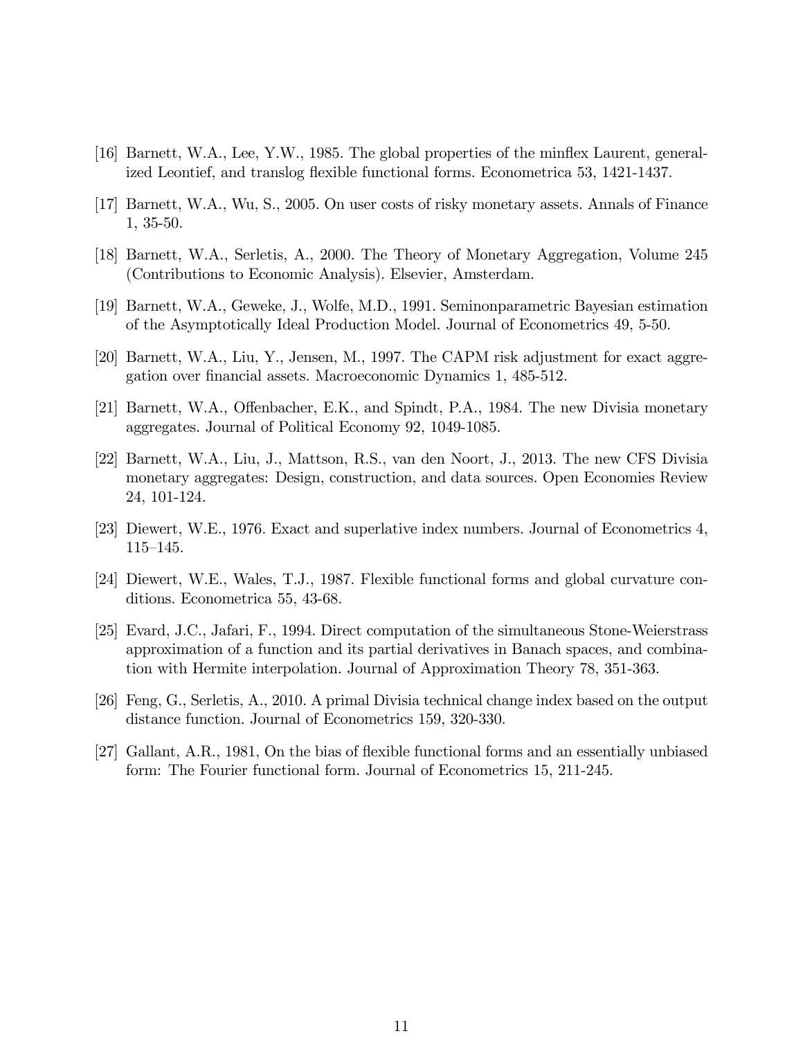[16] Barnett, W.A., Lee, Y.W., 1985. The global properties of the minflex Laurent, generalized Leontief, and translog flexible functional forms. Econometrica 53, 1421-1437.

[17] Barnett, W.A., Wu, S., 2005. On user costs of risky monetary assets. Annals of Finance 1, 35-50.

[18] Barnett, W.A., Serletis, A., 2000. The Theory of Monetary Aggregation, Volume 245 (Contributions to Economic Analysis). Elsevier, Amsterdam.

[19] Barnett, W.A., Geweke, J., Wolfe, M.D., 1991. Seminonparametric Bayesian estimation of the Asymptotically Ideal Production Model. Journal of Econometrics 49, 5-50.

[20] Barnett, W.A., Liu, Y., Jensen, M., 1997. The CAPM risk adjustment for exact aggregation over financial assets. Macroeconomic Dynamics 1, 485-512.

[21] Barnett, W.A., Offenbacher, E.K., and Spindt, P.A., 1984. The new Divisia monetary aggregates. Journal of Political Economy 92, 1049-1085.

[22] Barnett, W.A., Liu, J., Mattson, R.S., van den Noort, J., 2013. The new CFS Divisia monetary aggregates: Design, construction, and data sources. Open Economies Review 24, 101-124.

[23] Diewert, W.E., 1976. Exact and superlative index numbers. Journal of Econometrics 4, 115–145.

[24] Diewert, W.E., Wales, T.J., 1987. Flexible functional forms and global curvature conditions. Econometrica 55, 43-68.

[25] Evard, J.C., Jafari, F., 1994. Direct computation of the simultaneous Stone-Weierstrass approximation of a function and its partial derivatives in Banach spaces, and combination with Hermite interpolation. Journal of Approximation Theory 78, 351-363.

[26] Feng, G., Serletis, A., 2010. A primal Divisia technical change index based on the output distance function. Journal of Econometrics 159, 320-330.

[27] Gallant, A.R., 1981, On the bias of flexible functional forms and an essentially unbiased form: The Fourier functional form. Journal of Econometrics 15, 211-245.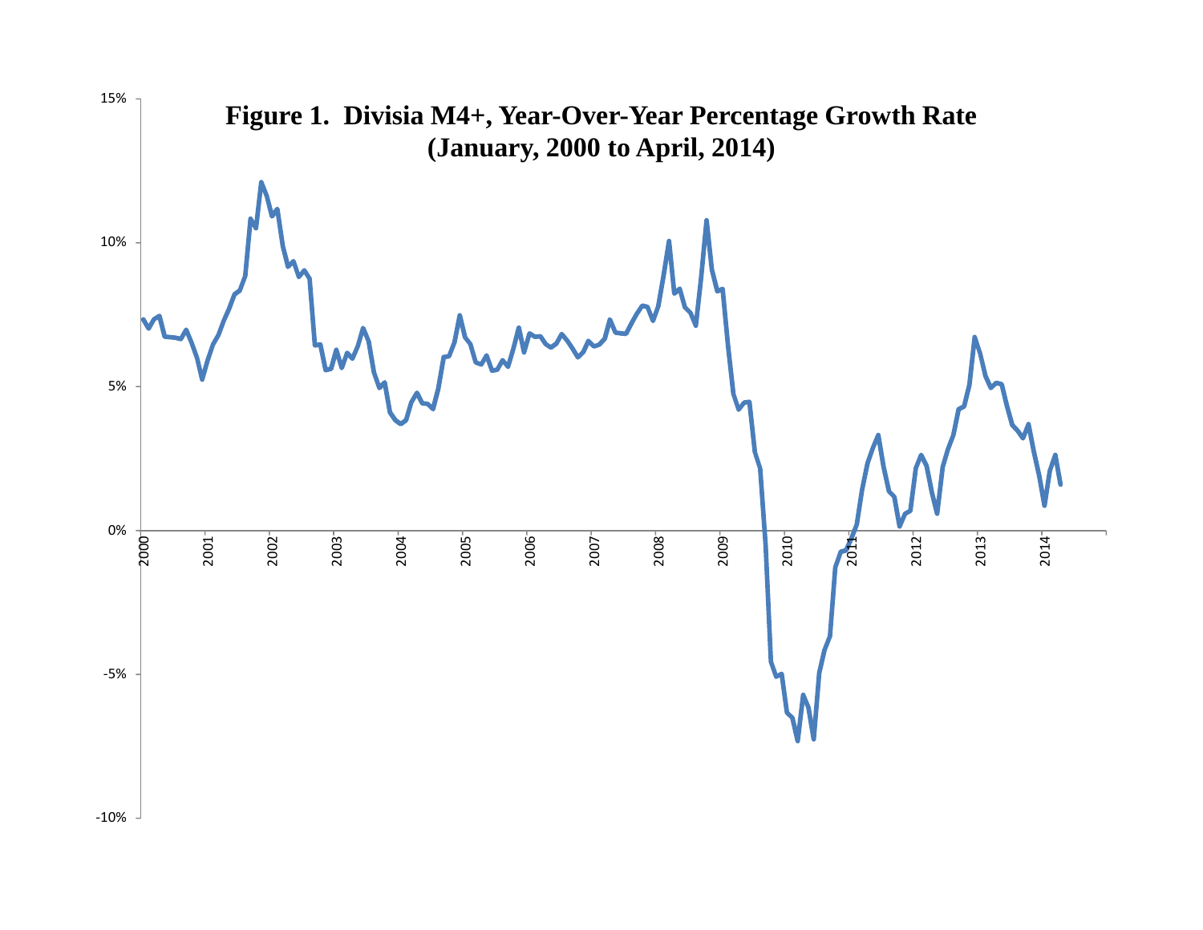**Figure 1. Divisia M4+, Year-Over-Year Percentage Growth Rate (January, 2000 to April, 2014)**

15%

10%

5%

0%

-5%

-10%

2000
2001
2002
2003
2004
2005
2006
2007
2008
2009
2010
2011
2012
2013
2014